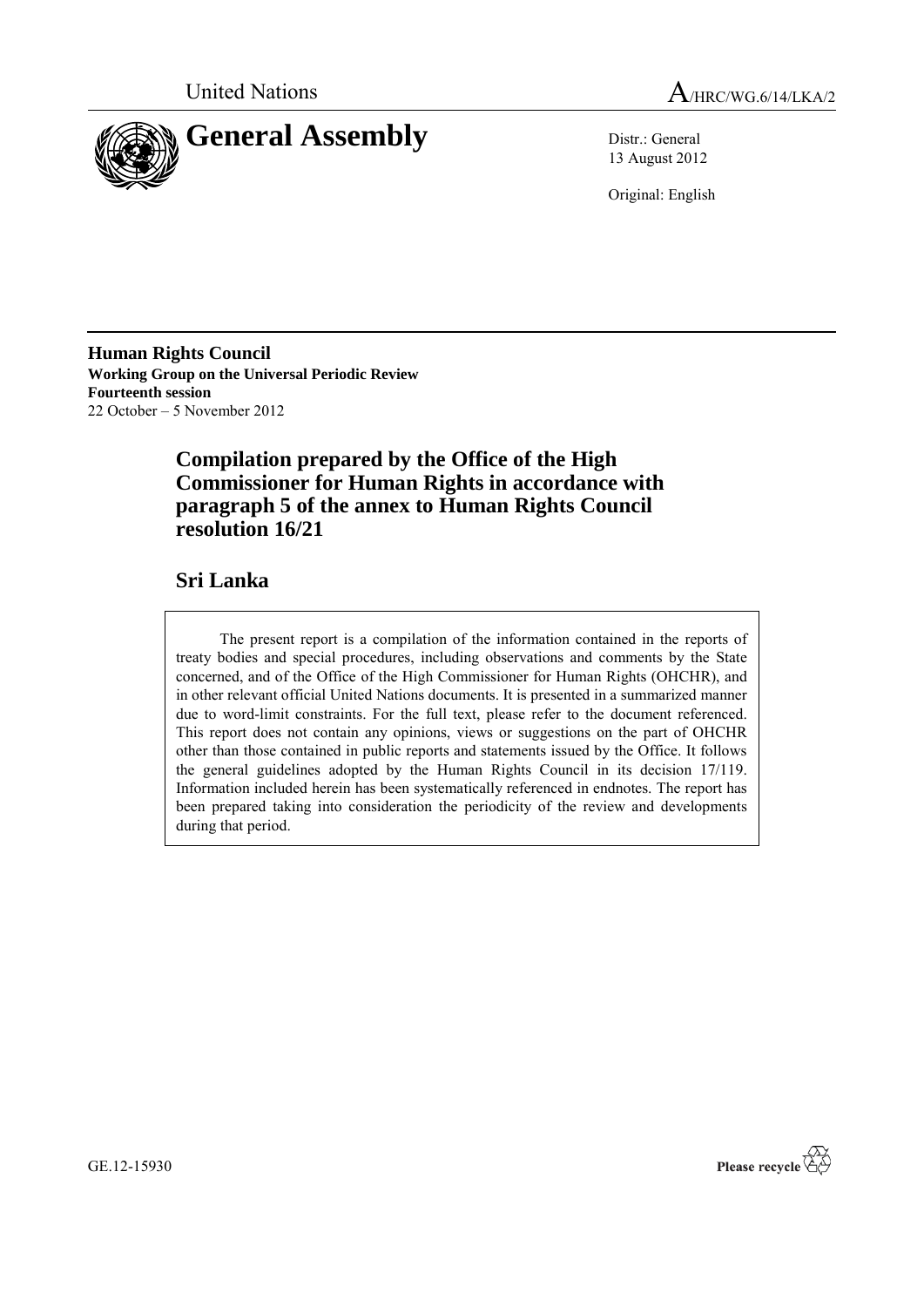United Nations

A/HRC/WG.6/14/LKA/2

# General Assembly

Distr.: General
13 August 2012

Original: English

**Human Rights Council**
**Working Group on the Universal Periodic Review**
**Fourteenth session**
22 October – 5 November 2012

## Compilation prepared by the Office of the High Commissioner for Human Rights in accordance with paragraph 5 of the annex to Human Rights Council resolution 16/21

## Sri Lanka

The present report is a compilation of the information contained in the reports of treaty bodies and special procedures, including observations and comments by the State concerned, and of the Office of the High Commissioner for Human Rights (OHCHR), and in other relevant official United Nations documents. It is presented in a summarized manner due to word-limit constraints. For the full text, please refer to the document referenced. This report does not contain any opinions, views or suggestions on the part of OHCHR other than those contained in public reports and statements issued by the Office. It follows the general guidelines adopted by the Human Rights Council in its decision 17/119. Information included herein has been systematically referenced in endnotes. The report has been prepared taking into consideration the periodicity of the review and developments during that period.

GE.12-15930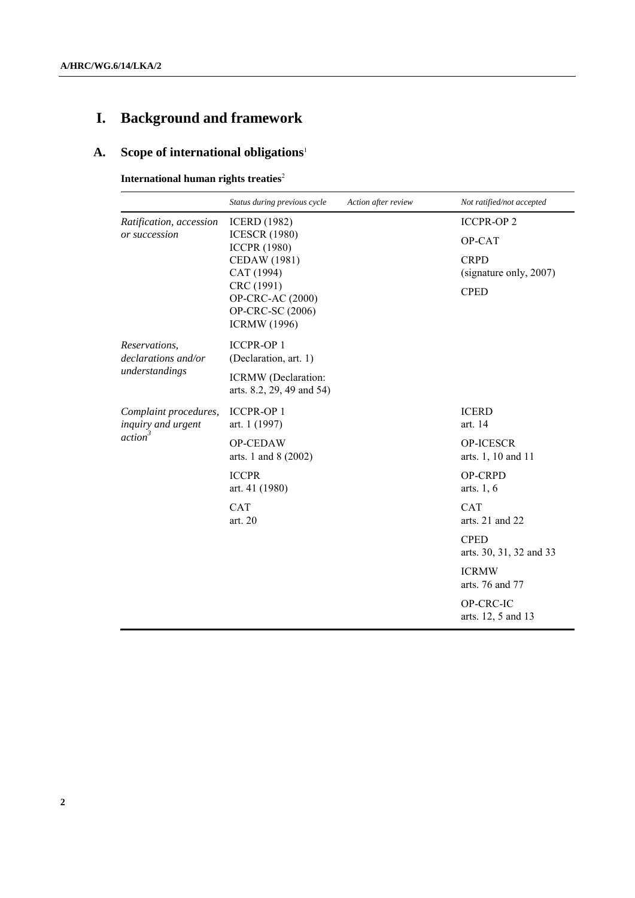# I. Background and framework

## A. Scope of international obligations[1]

**International human rights treaties**[2]

| | *Status during previous cycle* | *Action after review* | *Not ratified/not accepted* |
|---|---|---|---|
| *Ratification, accession or succession* | ICERD (1982)<br>ICESCR (1980)<br>ICCPR (1980)<br>CEDAW (1981)<br>CAT (1994)<br>CRC (1991)<br>OP-CRC-AC (2000)<br>OP-CRC-SC (2006)<br>ICRMW (1996) | | ICCPR-OP 2<br>OP-CAT<br>CRPD (signature only, 2007)<br>CPED |
| *Reservations, declarations and/or understandings* | ICCPR-OP 1 (Declaration, art. 1)<br>ICRMW (Declaration: arts. 8.2, 29, 49 and 54) | | |
| *Complaint procedures, inquiry and urgent action*[3] | ICCPR-OP 1 art. 1 (1997)<br>OP-CEDAW arts. 1 and 8 (2002)<br>ICCPR art. 41 (1980)<br>CAT art. 20 | | ICERD art. 14<br>OP-ICESCR arts. 1, 10 and 11<br>OP-CRPD arts. 1, 6<br>CAT arts. 21 and 22<br>CPED arts. 30, 31, 32 and 33<br>ICRMW arts. 76 and 77<br>OP-CRC-IC arts. 12, 5 and 13 |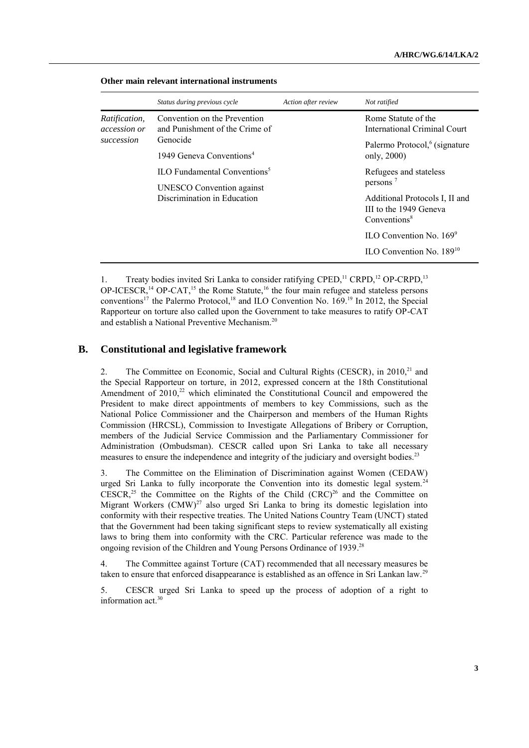**Other main relevant international instruments**

| | *Status during previous cycle* | *Action after review* | *Not ratified* |
|---|---|---|---|
| *Ratification, accession or succession* | Convention on the Prevention and Punishment of the Crime of Genocide<br><br>1949 Geneva Conventions[4]<br><br>ILO Fundamental Conventions[5]<br><br>UNESCO Convention against Discrimination in Education | | Rome Statute of the International Criminal Court<br><br>Palermo Protocol,[6] (signature only, 2000)<br><br>Refugees and stateless persons [7]<br><br>Additional Protocols I, II and III to the 1949 Geneva Conventions[8]<br><br>ILO Convention No. 169[9]<br><br>ILO Convention No. 189[10] |

1. Treaty bodies invited Sri Lanka to consider ratifying CPED,[11] CRPD,[12] OP-CRPD,[13] OP-ICESCR,[14] OP-CAT,[15] the Rome Statute,[16] the four main refugee and stateless persons conventions[17] the Palermo Protocol,[18] and ILO Convention No. 169.[19] In 2012, the Special Rapporteur on torture also called upon the Government to take measures to ratify OP-CAT and establish a National Preventive Mechanism.[20]

## B. Constitutional and legislative framework

2. The Committee on Economic, Social and Cultural Rights (CESCR), in 2010,[21] and the Special Rapporteur on torture, in 2012, expressed concern at the 18th Constitutional Amendment of 2010,[22] which eliminated the Constitutional Council and empowered the President to make direct appointments of members to key Commissions, such as the National Police Commissioner and the Chairperson and members of the Human Rights Commission (HRCSL), Commission to Investigate Allegations of Bribery or Corruption, members of the Judicial Service Commission and the Parliamentary Commissioner for Administration (Ombudsman). CESCR called upon Sri Lanka to take all necessary measures to ensure the independence and integrity of the judiciary and oversight bodies.[23]

3. The Committee on the Elimination of Discrimination against Women (CEDAW) urged Sri Lanka to fully incorporate the Convention into its domestic legal system.[24] CESCR,[25] the Committee on the Rights of the Child (CRC)[26] and the Committee on Migrant Workers (CMW)[27] also urged Sri Lanka to bring its domestic legislation into conformity with their respective treaties. The United Nations Country Team (UNCT) stated that the Government had been taking significant steps to review systematically all existing laws to bring them into conformity with the CRC. Particular reference was made to the ongoing revision of the Children and Young Persons Ordinance of 1939.[28]

4. The Committee against Torture (CAT) recommended that all necessary measures be taken to ensure that enforced disappearance is established as an offence in Sri Lankan law.[29]

5. CESCR urged Sri Lanka to speed up the process of adoption of a right to information act.[30]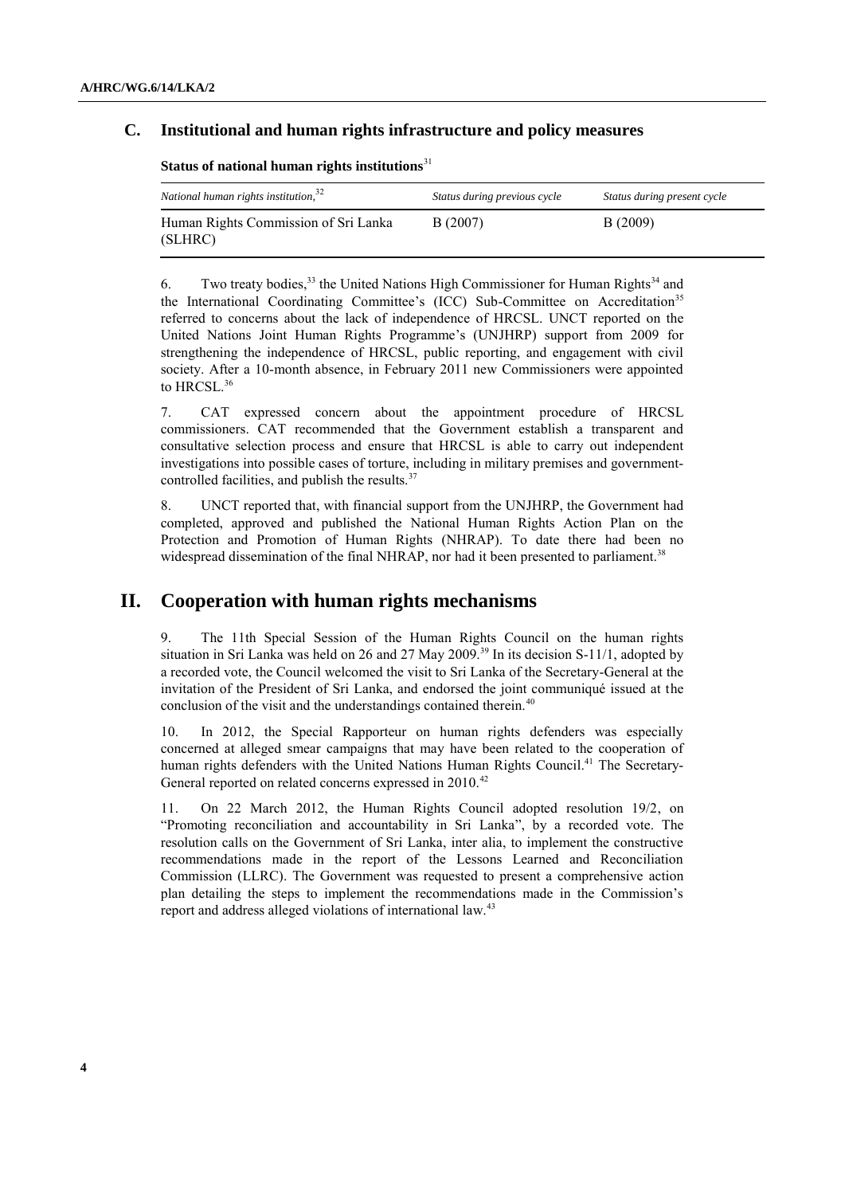## C. Institutional and human rights infrastructure and policy measures

**Status of national human rights institutions**[31]

| *National human rights institution*,[32] | *Status during previous cycle* | *Status during present cycle* |
|---|---|---|
| Human Rights Commission of Sri Lanka (SLHRC) | B (2007) | B (2009) |

6. Two treaty bodies,[33] the United Nations High Commissioner for Human Rights[34] and the International Coordinating Committee's (ICC) Sub-Committee on Accreditation[35] referred to concerns about the lack of independence of HRCSL. UNCT reported on the United Nations Joint Human Rights Programme's (UNJHRP) support from 2009 for strengthening the independence of HRCSL, public reporting, and engagement with civil society. After a 10-month absence, in February 2011 new Commissioners were appointed to HRCSL.[36]

7. CAT expressed concern about the appointment procedure of HRCSL commissioners. CAT recommended that the Government establish a transparent and consultative selection process and ensure that HRCSL is able to carry out independent investigations into possible cases of torture, including in military premises and government-controlled facilities, and publish the results.[37]

8. UNCT reported that, with financial support from the UNJHRP, the Government had completed, approved and published the National Human Rights Action Plan on the Protection and Promotion of Human Rights (NHRAP). To date there had been no widespread dissemination of the final NHRAP, nor had it been presented to parliament.[38]

# II. Cooperation with human rights mechanisms

9. The 11th Special Session of the Human Rights Council on the human rights situation in Sri Lanka was held on 26 and 27 May 2009.[39] In its decision S-11/1, adopted by a recorded vote, the Council welcomed the visit to Sri Lanka of the Secretary-General at the invitation of the President of Sri Lanka, and endorsed the joint communiqué issued at the conclusion of the visit and the understandings contained therein.[40]

10. In 2012, the Special Rapporteur on human rights defenders was especially concerned at alleged smear campaigns that may have been related to the cooperation of human rights defenders with the United Nations Human Rights Council.[41] The Secretary-General reported on related concerns expressed in 2010.[42]

11. On 22 March 2012, the Human Rights Council adopted resolution 19/2, on "Promoting reconciliation and accountability in Sri Lanka", by a recorded vote. The resolution calls on the Government of Sri Lanka, inter alia, to implement the constructive recommendations made in the report of the Lessons Learned and Reconciliation Commission (LLRC). The Government was requested to present a comprehensive action plan detailing the steps to implement the recommendations made in the Commission's report and address alleged violations of international law.[43]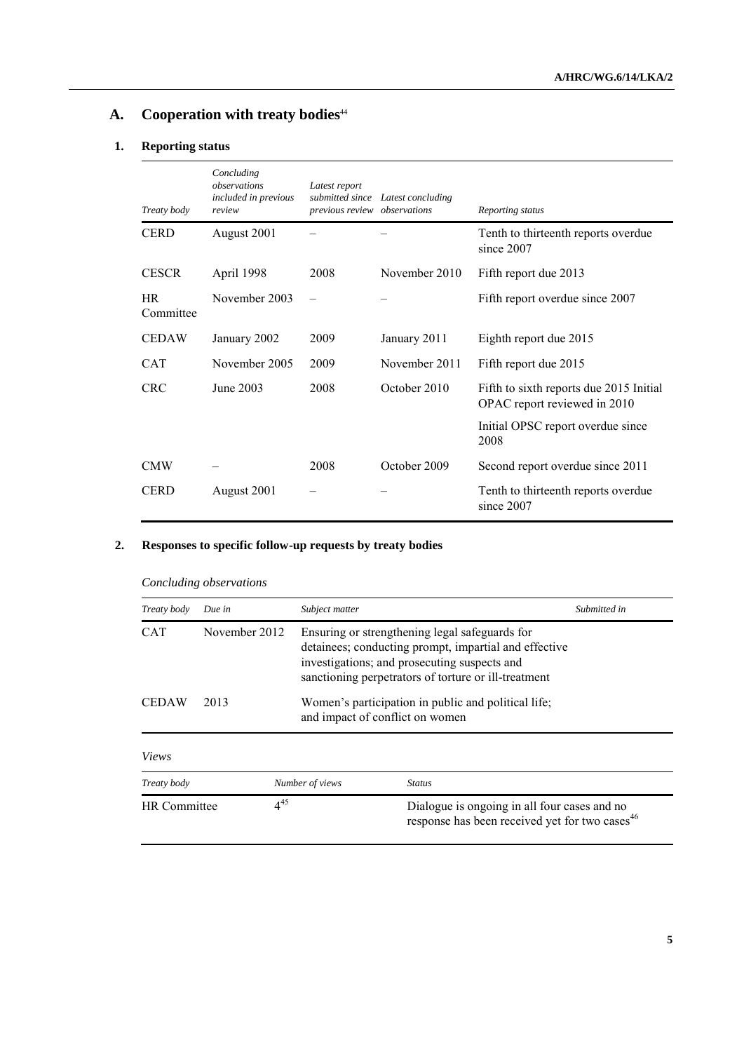## A. Cooperation with treaty bodies[44]

### 1. Reporting status

| *Treaty body* | *Concluding observations included in previous review* | *Latest report submitted since previous review* | *Latest concluding observations* | *Reporting status* |
|---|---|---|---|---|
| CERD | August 2001 | – | – | Tenth to thirteenth reports overdue since 2007 |
| CESCR | April 1998 | 2008 | November 2010 | Fifth report due 2013 |
| HR Committee | November 2003 | – | – | Fifth report overdue since 2007 |
| CEDAW | January 2002 | 2009 | January 2011 | Eighth report due 2015 |
| CAT | November 2005 | 2009 | November 2011 | Fifth report due 2015 |
| CRC | June 2003 | 2008 | October 2010 | Fifth to sixth reports due 2015 Initial OPAC report reviewed in 2010 |
| | | | | Initial OPSC report overdue since 2008 |
| CMW | – | 2008 | October 2009 | Second report overdue since 2011 |
| CERD | August 2001 | – | – | Tenth to thirteenth reports overdue since 2007 |

### 2. Responses to specific follow-up requests by treaty bodies

*Concluding observations*

| *Treaty body* | *Due in* | *Subject matter* | *Submitted in* |
|---|---|---|---|
| CAT | November 2012 | Ensuring or strengthening legal safeguards for detainees; conducting prompt, impartial and effective investigations; and prosecuting suspects and sanctioning perpetrators of torture or ill-treatment | |
| CEDAW | 2013 | Women's participation in public and political life; and impact of conflict on women | |

*Views*

| *Treaty body* | *Number of views* | *Status* |
|---|---|---|
| HR Committee | 4[45] | Dialogue is ongoing in all four cases and no response has been received yet for two cases[46] |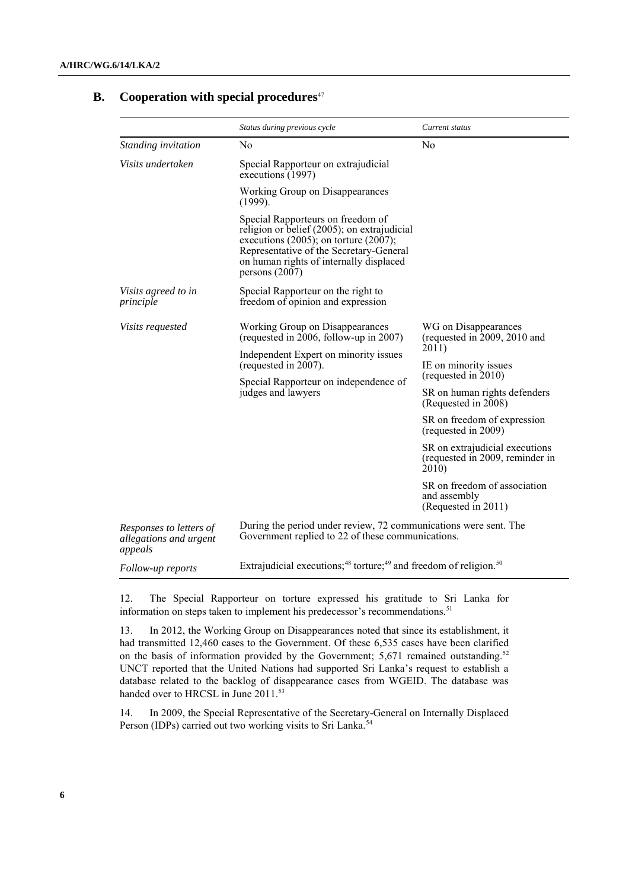## B. Cooperation with special procedures[47]

| | *Status during previous cycle* | *Current status* |
|---|---|---|
| *Standing invitation* | No | No |
| *Visits undertaken* | Special Rapporteur on extrajudicial executions (1997) | |
| | Working Group on Disappearances (1999). | |
| | Special Rapporteurs on freedom of religion or belief (2005); on extrajudicial executions (2005); on torture (2007); Representative of the Secretary-General on human rights of internally displaced persons (2007) | |
| *Visits agreed to in principle* | Special Rapporteur on the right to freedom of opinion and expression | |
| *Visits requested* | Working Group on Disappearances (requested in 2006, follow-up in 2007) | WG on Disappearances (requested in 2009, 2010 and 2011) |
| | Independent Expert on minority issues (requested in 2007). | IE on minority issues (requested in 2010) |
| | Special Rapporteur on independence of judges and lawyers | SR on human rights defenders (Requested in 2008) |
| | | SR on freedom of expression (requested in 2009) |
| | | SR on extrajudicial executions (requested in 2009, reminder in 2010) |
| | | SR on freedom of association and assembly (Requested in 2011) |
| *Responses to letters of allegations and urgent appeals* | During the period under review, 72 communications were sent. The Government replied to 22 of these communications. | |
| *Follow-up reports* | Extrajudicial executions;[48] torture;[49] and freedom of religion.[50] | |

12. The Special Rapporteur on torture expressed his gratitude to Sri Lanka for information on steps taken to implement his predecessor's recommendations.[51]

13. In 2012, the Working Group on Disappearances noted that since its establishment, it had transmitted 12,460 cases to the Government. Of these 6,535 cases have been clarified on the basis of information provided by the Government; 5,671 remained outstanding.[52] UNCT reported that the United Nations had supported Sri Lanka's request to establish a database related to the backlog of disappearance cases from WGEID. The database was handed over to HRCSL in June 2011.[53]

14. In 2009, the Special Representative of the Secretary-General on Internally Displaced Person (IDPs) carried out two working visits to Sri Lanka.[54]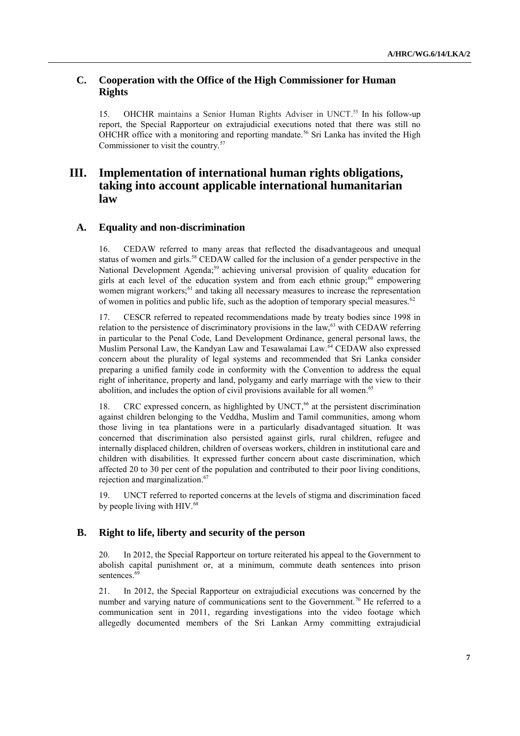## C. Cooperation with the Office of the High Commissioner for Human Rights

15. OHCHR maintains a Senior Human Rights Adviser in UNCT.[55] In his follow-up report, the Special Rapporteur on extrajudicial executions noted that there was still no OHCHR office with a monitoring and reporting mandate.[56] Sri Lanka has invited the High Commissioner to visit the country.[57]

# III. Implementation of international human rights obligations, taking into account applicable international humanitarian law

## A. Equality and non-discrimination

16. CEDAW referred to many areas that reflected the disadvantageous and unequal status of women and girls.[58] CEDAW called for the inclusion of a gender perspective in the National Development Agenda;[59] achieving universal provision of quality education for girls at each level of the education system and from each ethnic group;[60] empowering women migrant workers;[61] and taking all necessary measures to increase the representation of women in politics and public life, such as the adoption of temporary special measures.[62]

17. CESCR referred to repeated recommendations made by treaty bodies since 1998 in relation to the persistence of discriminatory provisions in the law,[63] with CEDAW referring in particular to the Penal Code, Land Development Ordinance, general personal laws, the Muslim Personal Law, the Kandyan Law and Tesawalamai Law.[64] CEDAW also expressed concern about the plurality of legal systems and recommended that Sri Lanka consider preparing a unified family code in conformity with the Convention to address the equal right of inheritance, property and land, polygamy and early marriage with the view to their abolition, and includes the option of civil provisions available for all women.[65]

18. CRC expressed concern, as highlighted by UNCT,[66] at the persistent discrimination against children belonging to the Veddha, Muslim and Tamil communities, among whom those living in tea plantations were in a particularly disadvantaged situation. It was concerned that discrimination also persisted against girls, rural children, refugee and internally displaced children, children of overseas workers, children in institutional care and children with disabilities. It expressed further concern about caste discrimination, which affected 20 to 30 per cent of the population and contributed to their poor living conditions, rejection and marginalization.[67]

19. UNCT referred to reported concerns at the levels of stigma and discrimination faced by people living with HIV.[68]

## B. Right to life, liberty and security of the person

20. In 2012, the Special Rapporteur on torture reiterated his appeal to the Government to abolish capital punishment or, at a minimum, commute death sentences into prison sentences.[69]

21. In 2012, the Special Rapporteur on extrajudicial executions was concerned by the number and varying nature of communications sent to the Government.[70] He referred to a communication sent in 2011, regarding investigations into the video footage which allegedly documented members of the Sri Lankan Army committing extrajudicial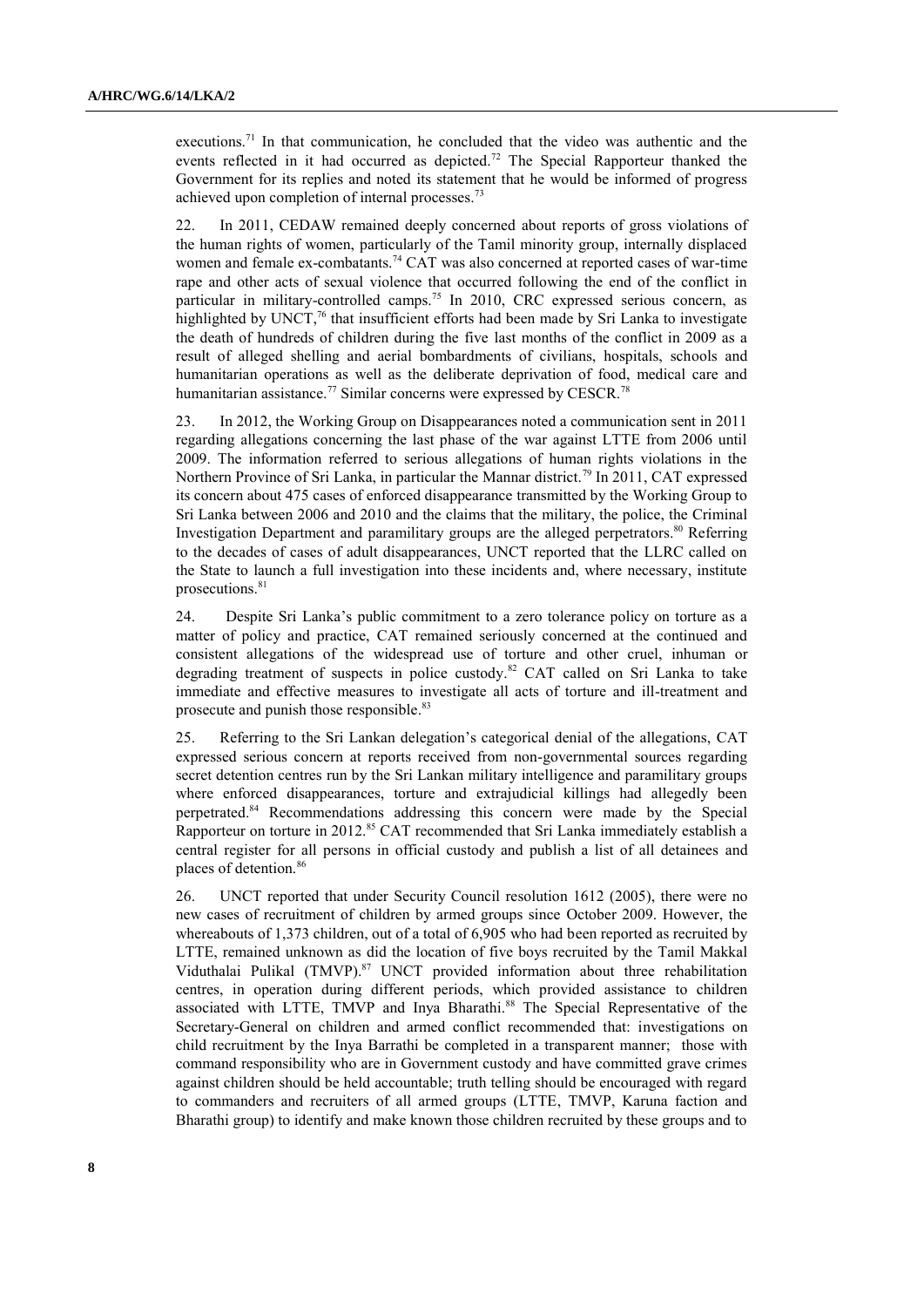executions.[71] In that communication, he concluded that the video was authentic and the events reflected in it had occurred as depicted.[72] The Special Rapporteur thanked the Government for its replies and noted its statement that he would be informed of progress achieved upon completion of internal processes.[73]

22. In 2011, CEDAW remained deeply concerned about reports of gross violations of the human rights of women, particularly of the Tamil minority group, internally displaced women and female ex-combatants.[74] CAT was also concerned at reported cases of war-time rape and other acts of sexual violence that occurred following the end of the conflict in particular in military-controlled camps.[75] In 2010, CRC expressed serious concern, as highlighted by UNCT,[76] that insufficient efforts had been made by Sri Lanka to investigate the death of hundreds of children during the five last months of the conflict in 2009 as a result of alleged shelling and aerial bombardments of civilians, hospitals, schools and humanitarian operations as well as the deliberate deprivation of food, medical care and humanitarian assistance.[77] Similar concerns were expressed by CESCR.[78]

23. In 2012, the Working Group on Disappearances noted a communication sent in 2011 regarding allegations concerning the last phase of the war against LTTE from 2006 until 2009. The information referred to serious allegations of human rights violations in the Northern Province of Sri Lanka, in particular the Mannar district.[79] In 2011, CAT expressed its concern about 475 cases of enforced disappearance transmitted by the Working Group to Sri Lanka between 2006 and 2010 and the claims that the military, the police, the Criminal Investigation Department and paramilitary groups are the alleged perpetrators.[80] Referring to the decades of cases of adult disappearances, UNCT reported that the LLRC called on the State to launch a full investigation into these incidents and, where necessary, institute prosecutions.[81]

24. Despite Sri Lanka's public commitment to a zero tolerance policy on torture as a matter of policy and practice, CAT remained seriously concerned at the continued and consistent allegations of the widespread use of torture and other cruel, inhuman or degrading treatment of suspects in police custody.[82] CAT called on Sri Lanka to take immediate and effective measures to investigate all acts of torture and ill-treatment and prosecute and punish those responsible.[83]

25. Referring to the Sri Lankan delegation's categorical denial of the allegations, CAT expressed serious concern at reports received from non-governmental sources regarding secret detention centres run by the Sri Lankan military intelligence and paramilitary groups where enforced disappearances, torture and extrajudicial killings had allegedly been perpetrated.[84] Recommendations addressing this concern were made by the Special Rapporteur on torture in 2012.[85] CAT recommended that Sri Lanka immediately establish a central register for all persons in official custody and publish a list of all detainees and places of detention.[86]

26. UNCT reported that under Security Council resolution 1612 (2005), there were no new cases of recruitment of children by armed groups since October 2009. However, the whereabouts of 1,373 children, out of a total of 6,905 who had been reported as recruited by LTTE, remained unknown as did the location of five boys recruited by the Tamil Makkal Viduthalai Pulikal (TMVP).[87] UNCT provided information about three rehabilitation centres, in operation during different periods, which provided assistance to children associated with LTTE, TMVP and Inya Bharathi.[88] The Special Representative of the Secretary-General on children and armed conflict recommended that: investigations on child recruitment by the Inya Barrathi be completed in a transparent manner; those with command responsibility who are in Government custody and have committed grave crimes against children should be held accountable; truth telling should be encouraged with regard to commanders and recruiters of all armed groups (LTTE, TMVP, Karuna faction and Bharathi group) to identify and make known those children recruited by these groups and to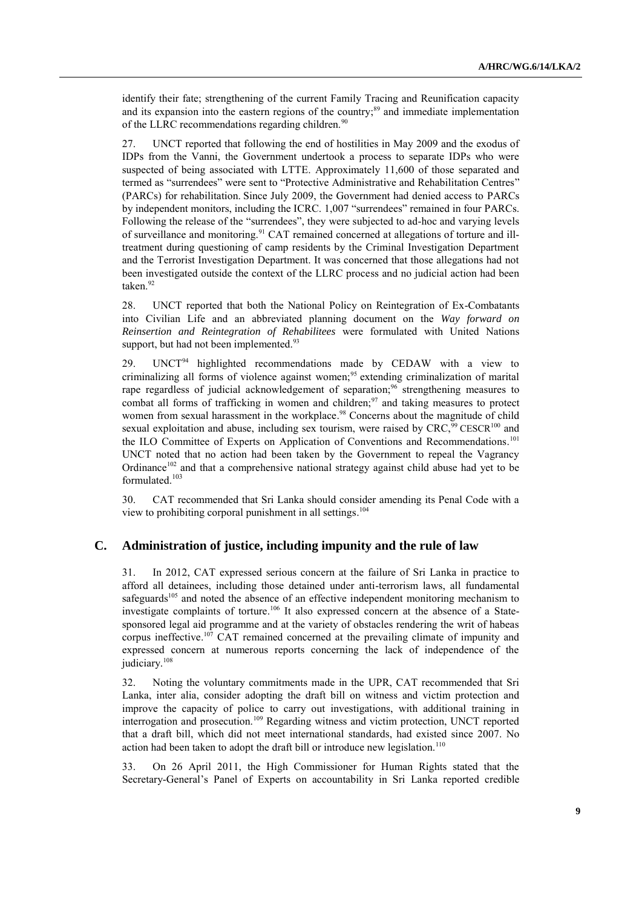identify their fate; strengthening of the current Family Tracing and Reunification capacity and its expansion into the eastern regions of the country;[89] and immediate implementation of the LLRC recommendations regarding children.[90]

27. UNCT reported that following the end of hostilities in May 2009 and the exodus of IDPs from the Vanni, the Government undertook a process to separate IDPs who were suspected of being associated with LTTE. Approximately 11,600 of those separated and termed as "surrendees" were sent to "Protective Administrative and Rehabilitation Centres" (PARCs) for rehabilitation. Since July 2009, the Government had denied access to PARCs by independent monitors, including the ICRC. 1,007 "surrendees" remained in four PARCs. Following the release of the "surrendees", they were subjected to ad-hoc and varying levels of surveillance and monitoring.[91] CAT remained concerned at allegations of torture and ill-treatment during questioning of camp residents by the Criminal Investigation Department and the Terrorist Investigation Department. It was concerned that those allegations had not been investigated outside the context of the LLRC process and no judicial action had been taken.[92]

28. UNCT reported that both the National Policy on Reintegration of Ex-Combatants into Civilian Life and an abbreviated planning document on the *Way forward on Reinsertion and Reintegration of Rehabilitees* were formulated with United Nations support, but had not been implemented.[93]

29. UNCT[94] highlighted recommendations made by CEDAW with a view to criminalizing all forms of violence against women;[95] extending criminalization of marital rape regardless of judicial acknowledgement of separation;[96] strengthening measures to combat all forms of trafficking in women and children;[97] and taking measures to protect women from sexual harassment in the workplace.[98] Concerns about the magnitude of child sexual exploitation and abuse, including sex tourism, were raised by CRC,[99] CESCR[100] and the ILO Committee of Experts on Application of Conventions and Recommendations.[101] UNCT noted that no action had been taken by the Government to repeal the Vagrancy Ordinance[102] and that a comprehensive national strategy against child abuse had yet to be formulated.[103]

30. CAT recommended that Sri Lanka should consider amending its Penal Code with a view to prohibiting corporal punishment in all settings.[104]

## C. Administration of justice, including impunity and the rule of law

31. In 2012, CAT expressed serious concern at the failure of Sri Lanka in practice to afford all detainees, including those detained under anti-terrorism laws, all fundamental safeguards[105] and noted the absence of an effective independent monitoring mechanism to investigate complaints of torture.[106] It also expressed concern at the absence of a State-sponsored legal aid programme and at the variety of obstacles rendering the writ of habeas corpus ineffective.[107] CAT remained concerned at the prevailing climate of impunity and expressed concern at numerous reports concerning the lack of independence of the judiciary.[108]

32. Noting the voluntary commitments made in the UPR, CAT recommended that Sri Lanka, inter alia, consider adopting the draft bill on witness and victim protection and improve the capacity of police to carry out investigations, with additional training in interrogation and prosecution.[109] Regarding witness and victim protection, UNCT reported that a draft bill, which did not meet international standards, had existed since 2007. No action had been taken to adopt the draft bill or introduce new legislation.[110]

33. On 26 April 2011, the High Commissioner for Human Rights stated that the Secretary-General's Panel of Experts on accountability in Sri Lanka reported credible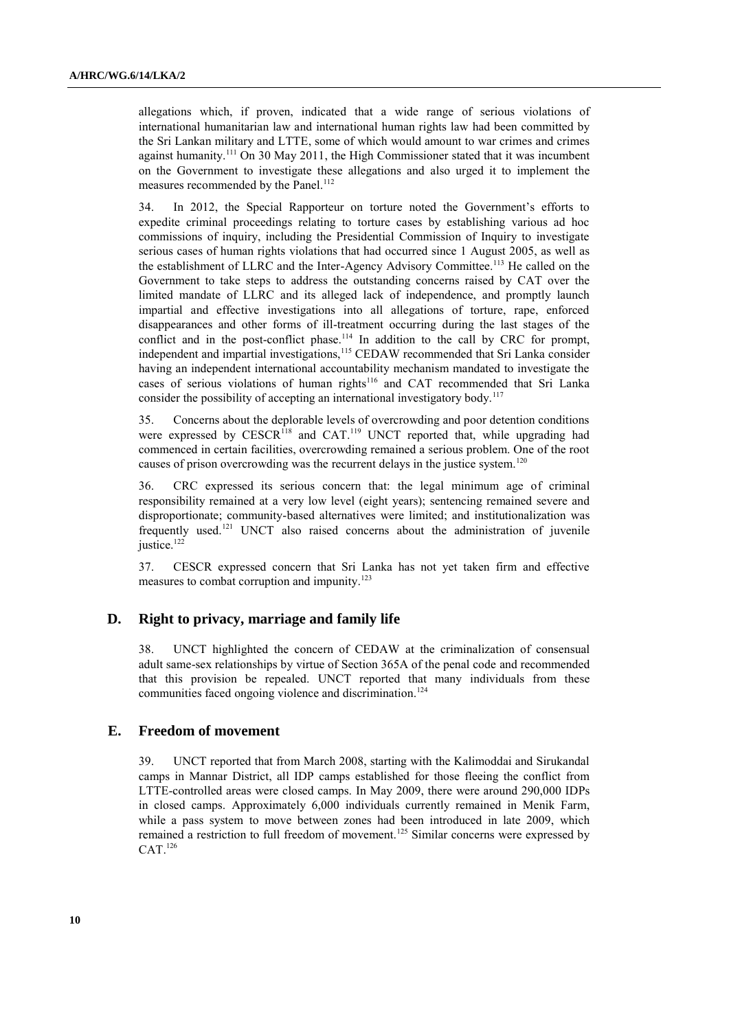allegations which, if proven, indicated that a wide range of serious violations of international humanitarian law and international human rights law had been committed by the Sri Lankan military and LTTE, some of which would amount to war crimes and crimes against humanity.[111] On 30 May 2011, the High Commissioner stated that it was incumbent on the Government to investigate these allegations and also urged it to implement the measures recommended by the Panel.[112]

34. In 2012, the Special Rapporteur on torture noted the Government's efforts to expedite criminal proceedings relating to torture cases by establishing various ad hoc commissions of inquiry, including the Presidential Commission of Inquiry to investigate serious cases of human rights violations that had occurred since 1 August 2005, as well as the establishment of LLRC and the Inter-Agency Advisory Committee.[113] He called on the Government to take steps to address the outstanding concerns raised by CAT over the limited mandate of LLRC and its alleged lack of independence, and promptly launch impartial and effective investigations into all allegations of torture, rape, enforced disappearances and other forms of ill-treatment occurring during the last stages of the conflict and in the post-conflict phase.[114] In addition to the call by CRC for prompt, independent and impartial investigations,[115] CEDAW recommended that Sri Lanka consider having an independent international accountability mechanism mandated to investigate the cases of serious violations of human rights[116] and CAT recommended that Sri Lanka consider the possibility of accepting an international investigatory body.[117]

35. Concerns about the deplorable levels of overcrowding and poor detention conditions were expressed by CESCR[118] and CAT.[119] UNCT reported that, while upgrading had commenced in certain facilities, overcrowding remained a serious problem. One of the root causes of prison overcrowding was the recurrent delays in the justice system.[120]

36. CRC expressed its serious concern that: the legal minimum age of criminal responsibility remained at a very low level (eight years); sentencing remained severe and disproportionate; community-based alternatives were limited; and institutionalization was frequently used.[121] UNCT also raised concerns about the administration of juvenile justice.[122]

37. CESCR expressed concern that Sri Lanka has not yet taken firm and effective measures to combat corruption and impunity.[123]

## D. Right to privacy, marriage and family life

38. UNCT highlighted the concern of CEDAW at the criminalization of consensual adult same-sex relationships by virtue of Section 365A of the penal code and recommended that this provision be repealed. UNCT reported that many individuals from these communities faced ongoing violence and discrimination.[124]

## E. Freedom of movement

39. UNCT reported that from March 2008, starting with the Kalimoddai and Sirukandal camps in Mannar District, all IDP camps established for those fleeing the conflict from LTTE-controlled areas were closed camps. In May 2009, there were around 290,000 IDPs in closed camps. Approximately 6,000 individuals currently remained in Menik Farm, while a pass system to move between zones had been introduced in late 2009, which remained a restriction to full freedom of movement.[125] Similar concerns were expressed by CAT.[126]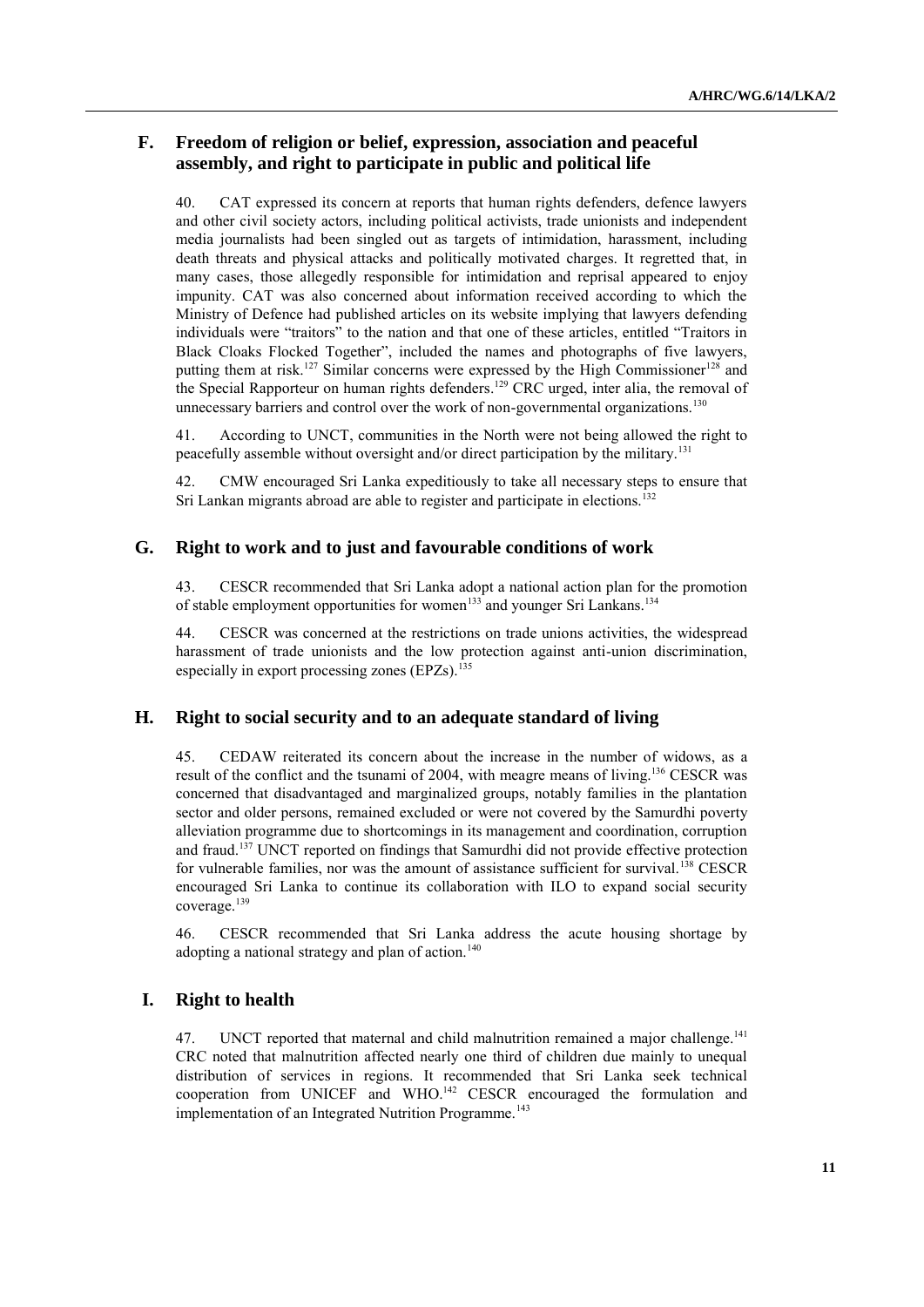## F. Freedom of religion or belief, expression, association and peaceful assembly, and right to participate in public and political life

40. CAT expressed its concern at reports that human rights defenders, defence lawyers and other civil society actors, including political activists, trade unionists and independent media journalists had been singled out as targets of intimidation, harassment, including death threats and physical attacks and politically motivated charges. It regretted that, in many cases, those allegedly responsible for intimidation and reprisal appeared to enjoy impunity. CAT was also concerned about information received according to which the Ministry of Defence had published articles on its website implying that lawyers defending individuals were "traitors" to the nation and that one of these articles, entitled "Traitors in Black Cloaks Flocked Together", included the names and photographs of five lawyers, putting them at risk.[127] Similar concerns were expressed by the High Commissioner[128] and the Special Rapporteur on human rights defenders.[129] CRC urged, inter alia, the removal of unnecessary barriers and control over the work of non-governmental organizations.[130]

41. According to UNCT, communities in the North were not being allowed the right to peacefully assemble without oversight and/or direct participation by the military.[131]

42. CMW encouraged Sri Lanka expeditiously to take all necessary steps to ensure that Sri Lankan migrants abroad are able to register and participate in elections.[132]

## G. Right to work and to just and favourable conditions of work

43. CESCR recommended that Sri Lanka adopt a national action plan for the promotion of stable employment opportunities for women[133] and younger Sri Lankans.[134]

44. CESCR was concerned at the restrictions on trade unions activities, the widespread harassment of trade unionists and the low protection against anti-union discrimination, especially in export processing zones (EPZs).[135]

## H. Right to social security and to an adequate standard of living

45. CEDAW reiterated its concern about the increase in the number of widows, as a result of the conflict and the tsunami of 2004, with meagre means of living.[136] CESCR was concerned that disadvantaged and marginalized groups, notably families in the plantation sector and older persons, remained excluded or were not covered by the Samurdhi poverty alleviation programme due to shortcomings in its management and coordination, corruption and fraud.[137] UNCT reported on findings that Samurdhi did not provide effective protection for vulnerable families, nor was the amount of assistance sufficient for survival.[138] CESCR encouraged Sri Lanka to continue its collaboration with ILO to expand social security coverage.[139]

46. CESCR recommended that Sri Lanka address the acute housing shortage by adopting a national strategy and plan of action.[140]

## I. Right to health

47. UNCT reported that maternal and child malnutrition remained a major challenge.[141] CRC noted that malnutrition affected nearly one third of children due mainly to unequal distribution of services in regions. It recommended that Sri Lanka seek technical cooperation from UNICEF and WHO.[142] CESCR encouraged the formulation and implementation of an Integrated Nutrition Programme.[143]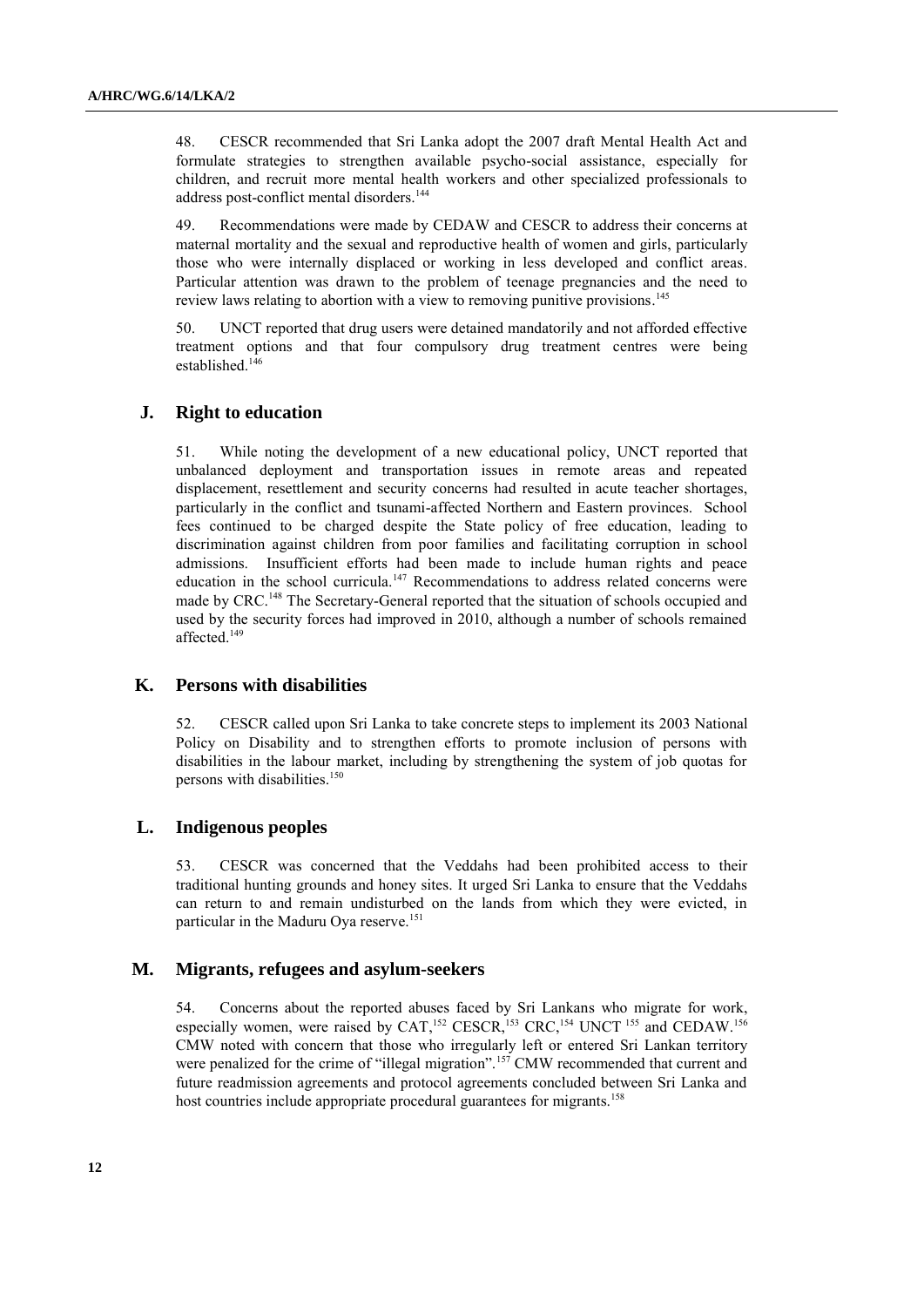48. CESCR recommended that Sri Lanka adopt the 2007 draft Mental Health Act and formulate strategies to strengthen available psycho-social assistance, especially for children, and recruit more mental health workers and other specialized professionals to address post-conflict mental disorders.[144]

49. Recommendations were made by CEDAW and CESCR to address their concerns at maternal mortality and the sexual and reproductive health of women and girls, particularly those who were internally displaced or working in less developed and conflict areas. Particular attention was drawn to the problem of teenage pregnancies and the need to review laws relating to abortion with a view to removing punitive provisions.[145]

50. UNCT reported that drug users were detained mandatorily and not afforded effective treatment options and that four compulsory drug treatment centres were being established.[146]

## J. Right to education

51. While noting the development of a new educational policy, UNCT reported that unbalanced deployment and transportation issues in remote areas and repeated displacement, resettlement and security concerns had resulted in acute teacher shortages, particularly in the conflict and tsunami-affected Northern and Eastern provinces. School fees continued to be charged despite the State policy of free education, leading to discrimination against children from poor families and facilitating corruption in school admissions. Insufficient efforts had been made to include human rights and peace education in the school curricula.[147] Recommendations to address related concerns were made by CRC.[148] The Secretary-General reported that the situation of schools occupied and used by the security forces had improved in 2010, although a number of schools remained affected.[149]

## K. Persons with disabilities

52. CESCR called upon Sri Lanka to take concrete steps to implement its 2003 National Policy on Disability and to strengthen efforts to promote inclusion of persons with disabilities in the labour market, including by strengthening the system of job quotas for persons with disabilities.[150]

## L. Indigenous peoples

53. CESCR was concerned that the Veddahs had been prohibited access to their traditional hunting grounds and honey sites. It urged Sri Lanka to ensure that the Veddahs can return to and remain undisturbed on the lands from which they were evicted, in particular in the Maduru Oya reserve.[151]

## M. Migrants, refugees and asylum-seekers

54. Concerns about the reported abuses faced by Sri Lankans who migrate for work, especially women, were raised by CAT,[152] CESCR,[153] CRC,[154] UNCT[155] and CEDAW.[156] CMW noted with concern that those who irregularly left or entered Sri Lankan territory were penalized for the crime of "illegal migration".[157] CMW recommended that current and future readmission agreements and protocol agreements concluded between Sri Lanka and host countries include appropriate procedural guarantees for migrants.[158]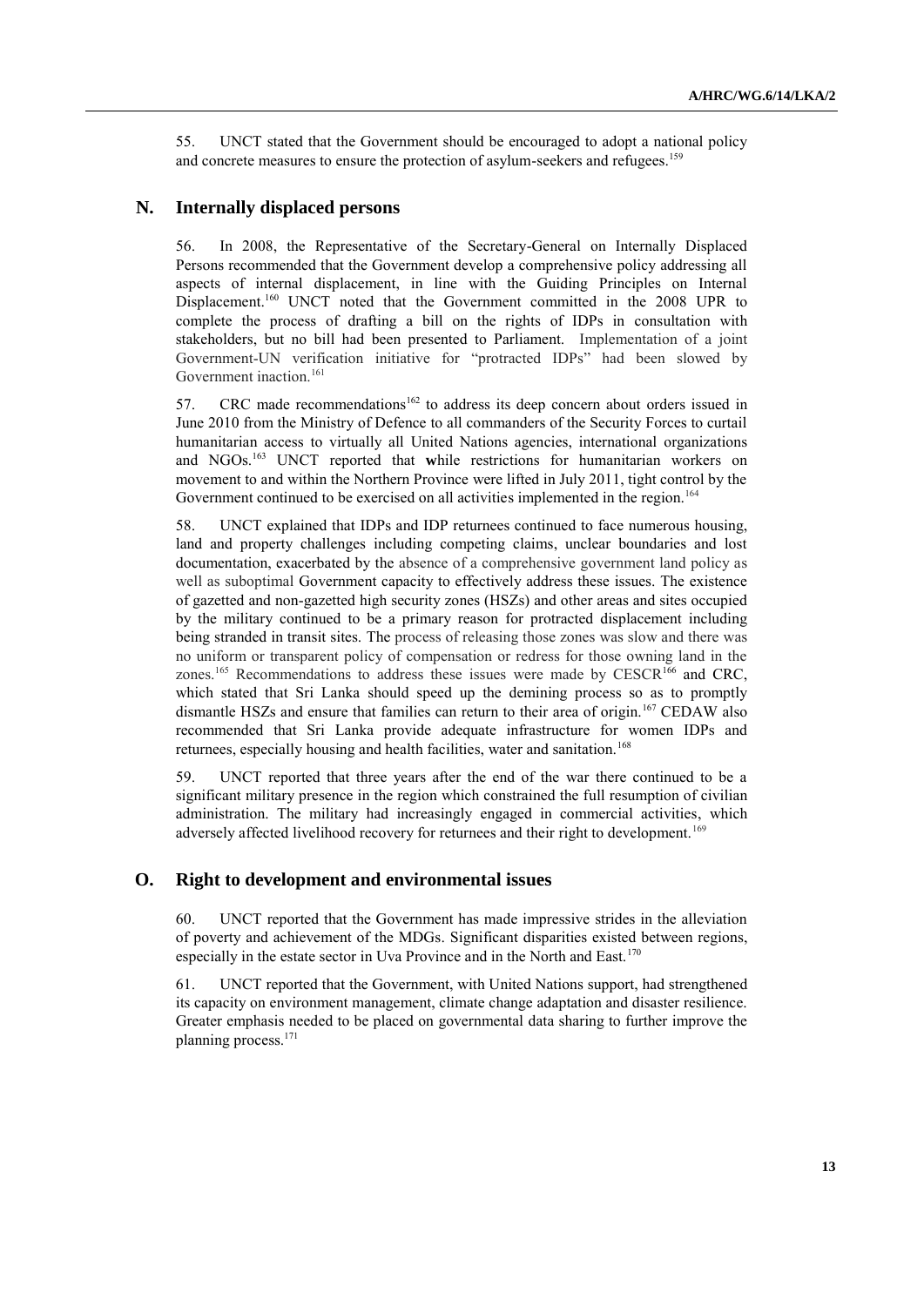55. UNCT stated that the Government should be encouraged to adopt a national policy and concrete measures to ensure the protection of asylum-seekers and refugees.[159]

## N. Internally displaced persons

56. In 2008, the Representative of the Secretary-General on Internally Displaced Persons recommended that the Government develop a comprehensive policy addressing all aspects of internal displacement, in line with the Guiding Principles on Internal Displacement.[160] UNCT noted that the Government committed in the 2008 UPR to complete the process of drafting a bill on the rights of IDPs in consultation with stakeholders, but no bill had been presented to Parliament. Implementation of a joint Government-UN verification initiative for "protracted IDPs" had been slowed by Government inaction.[161]

57. CRC made recommendations[162] to address its deep concern about orders issued in June 2010 from the Ministry of Defence to all commanders of the Security Forces to curtail humanitarian access to virtually all United Nations agencies, international organizations and NGOs.[163] UNCT reported that **w**hile restrictions for humanitarian workers on movement to and within the Northern Province were lifted in July 2011, tight control by the Government continued to be exercised on all activities implemented in the region.[164]

58. UNCT explained that IDPs and IDP returnees continued to face numerous housing, land and property challenges including competing claims, unclear boundaries and lost documentation, exacerbated by the absence of a comprehensive government land policy as well as suboptimal Government capacity to effectively address these issues. The existence of gazetted and non-gazetted high security zones (HSZs) and other areas and sites occupied by the military continued to be a primary reason for protracted displacement including being stranded in transit sites. The process of releasing those zones was slow and there was no uniform or transparent policy of compensation or redress for those owning land in the zones.[165] Recommendations to address these issues were made by CESCR[166] and CRC, which stated that Sri Lanka should speed up the demining process so as to promptly dismantle HSZs and ensure that families can return to their area of origin.[167] CEDAW also recommended that Sri Lanka provide adequate infrastructure for women IDPs and returnees, especially housing and health facilities, water and sanitation.[168]

59. UNCT reported that three years after the end of the war there continued to be a significant military presence in the region which constrained the full resumption of civilian administration. The military had increasingly engaged in commercial activities, which adversely affected livelihood recovery for returnees and their right to development.[169]

## O. Right to development and environmental issues

60. UNCT reported that the Government has made impressive strides in the alleviation of poverty and achievement of the MDGs. Significant disparities existed between regions, especially in the estate sector in Uva Province and in the North and East.[170]

61. UNCT reported that the Government, with United Nations support, had strengthened its capacity on environment management, climate change adaptation and disaster resilience. Greater emphasis needed to be placed on governmental data sharing to further improve the planning process.[171]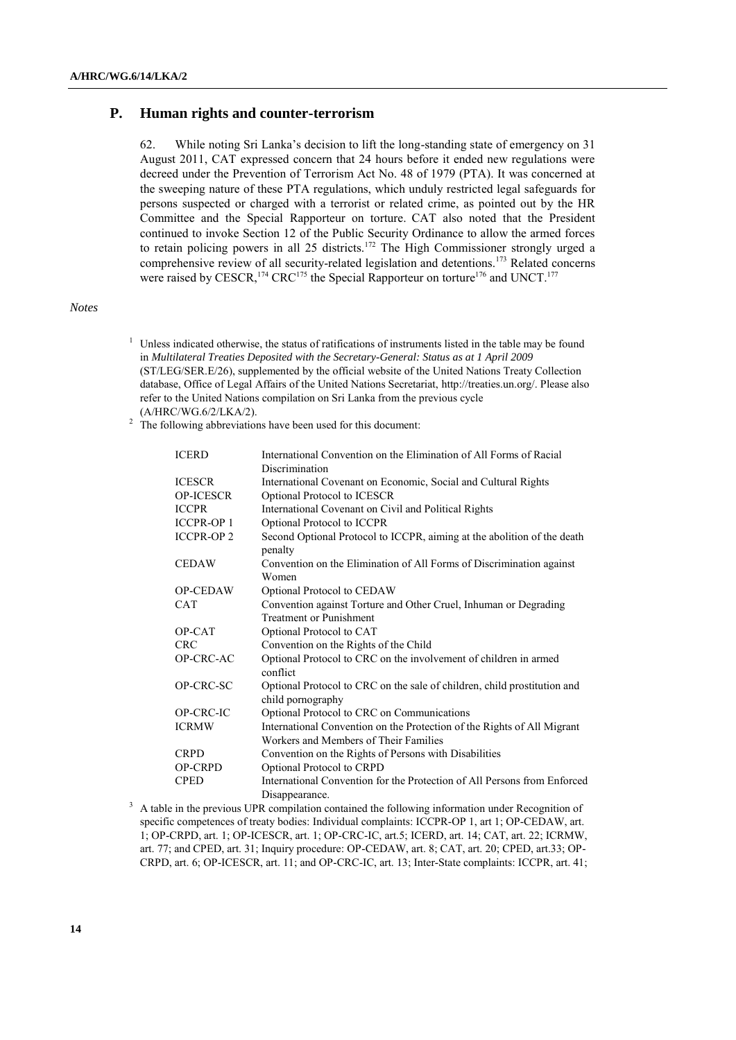## P. Human rights and counter-terrorism

62. While noting Sri Lanka's decision to lift the long-standing state of emergency on 31 August 2011, CAT expressed concern that 24 hours before it ended new regulations were decreed under the Prevention of Terrorism Act No. 48 of 1979 (PTA). It was concerned at the sweeping nature of these PTA regulations, which unduly restricted legal safeguards for persons suspected or charged with a terrorist or related crime, as pointed out by the HR Committee and the Special Rapporteur on torture. CAT also noted that the President continued to invoke Section 12 of the Public Security Ordinance to allow the armed forces to retain policing powers in all 25 districts.[172] The High Commissioner strongly urged a comprehensive review of all security-related legislation and detentions.[173] Related concerns were raised by CESCR,[174] CRC[175] the Special Rapporteur on torture[176] and UNCT.[177]

*Notes*

[1] Unless indicated otherwise, the status of ratifications of instruments listed in the table may be found in *Multilateral Treaties Deposited with the Secretary-General: Status as at 1 April 2009* (ST/LEG/SER.E/26), supplemented by the official website of the United Nations Treaty Collection database, Office of Legal Affairs of the United Nations Secretariat, http://treaties.un.org/. Please also refer to the United Nations compilation on Sri Lanka from the previous cycle (A/HRC/WG.6/2/LKA/2).

[2] The following abbreviations have been used for this document:

| | |
|---|---|
| ICERD | International Convention on the Elimination of All Forms of Racial Discrimination |
| ICESCR | International Covenant on Economic, Social and Cultural Rights |
| OP-ICESCR | Optional Protocol to ICESCR |
| ICCPR | International Covenant on Civil and Political Rights |
| ICCPR-OP 1 | Optional Protocol to ICCPR |
| ICCPR-OP 2 | Second Optional Protocol to ICCPR, aiming at the abolition of the death penalty |
| CEDAW | Convention on the Elimination of All Forms of Discrimination against Women |
| OP-CEDAW | Optional Protocol to CEDAW |
| CAT | Convention against Torture and Other Cruel, Inhuman or Degrading Treatment or Punishment |
| OP-CAT | Optional Protocol to CAT |
| CRC | Convention on the Rights of the Child |
| OP-CRC-AC | Optional Protocol to CRC on the involvement of children in armed conflict |
| OP-CRC-SC | Optional Protocol to CRC on the sale of children, child prostitution and child pornography |
| OP-CRC-IC | Optional Protocol to CRC on Communications |
| ICRMW | International Convention on the Protection of the Rights of All Migrant Workers and Members of Their Families |
| CRPD | Convention on the Rights of Persons with Disabilities |
| OP-CRPD | Optional Protocol to CRPD |
| CPED | International Convention for the Protection of All Persons from Enforced Disappearance. |

[3] A table in the previous UPR compilation contained the following information under Recognition of specific competences of treaty bodies: Individual complaints: ICCPR-OP 1, art 1; OP-CEDAW, art. 1; OP-CRPD, art. 1; OP-ICESCR, art. 1; OP-CRC-IC, art.5; ICERD, art. 14; CAT, art. 22; ICRMW, art. 77; and CPED, art. 31; Inquiry procedure: OP-CEDAW, art. 8; CAT, art. 20; CPED, art.33; OP-CRPD, art. 6; OP-ICESCR, art. 11; and OP-CRC-IC, art. 13; Inter-State complaints: ICCPR, art. 41;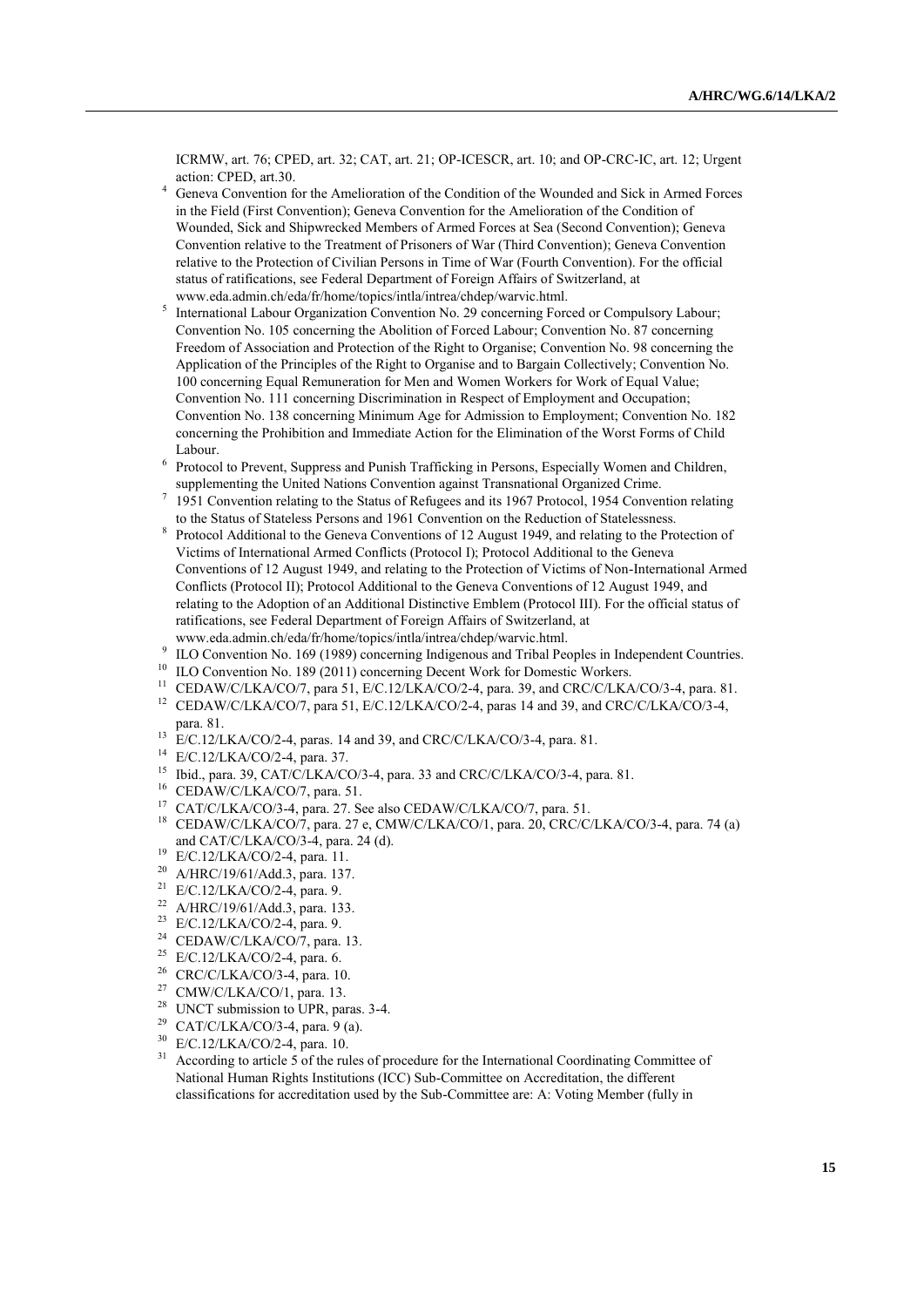ICRMW, art. 76; CPED, art. 32; CAT, art. 21; OP-ICESCR, art. 10; and OP-CRC-IC, art. 12; Urgent action: CPED, art.30.

[4] Geneva Convention for the Amelioration of the Condition of the Wounded and Sick in Armed Forces in the Field (First Convention); Geneva Convention for the Amelioration of the Condition of Wounded, Sick and Shipwrecked Members of Armed Forces at Sea (Second Convention); Geneva Convention relative to the Treatment of Prisoners of War (Third Convention); Geneva Convention relative to the Protection of Civilian Persons in Time of War (Fourth Convention). For the official status of ratifications, see Federal Department of Foreign Affairs of Switzerland, at www.eda.admin.ch/eda/fr/home/topics/intla/intrea/chdep/warvic.html.

[5] International Labour Organization Convention No. 29 concerning Forced or Compulsory Labour; Convention No. 105 concerning the Abolition of Forced Labour; Convention No. 87 concerning Freedom of Association and Protection of the Right to Organise; Convention No. 98 concerning the Application of the Principles of the Right to Organise and to Bargain Collectively; Convention No. 100 concerning Equal Remuneration for Men and Women Workers for Work of Equal Value; Convention No. 111 concerning Discrimination in Respect of Employment and Occupation; Convention No. 138 concerning Minimum Age for Admission to Employment; Convention No. 182 concerning the Prohibition and Immediate Action for the Elimination of the Worst Forms of Child Labour.

[6] Protocol to Prevent, Suppress and Punish Trafficking in Persons, Especially Women and Children, supplementing the United Nations Convention against Transnational Organized Crime.

[7] 1951 Convention relating to the Status of Refugees and its 1967 Protocol, 1954 Convention relating to the Status of Stateless Persons and 1961 Convention on the Reduction of Statelessness.

[8] Protocol Additional to the Geneva Conventions of 12 August 1949, and relating to the Protection of Victims of International Armed Conflicts (Protocol I); Protocol Additional to the Geneva Conventions of 12 August 1949, and relating to the Protection of Victims of Non-International Armed Conflicts (Protocol II); Protocol Additional to the Geneva Conventions of 12 August 1949, and relating to the Adoption of an Additional Distinctive Emblem (Protocol III). For the official status of ratifications, see Federal Department of Foreign Affairs of Switzerland, at www.eda.admin.ch/eda/fr/home/topics/intla/intrea/chdep/warvic.html.

[9] ILO Convention No. 169 (1989) concerning Indigenous and Tribal Peoples in Independent Countries.

[10] ILO Convention No. 189 (2011) concerning Decent Work for Domestic Workers.

[11] CEDAW/C/LKA/CO/7, para 51, E/C.12/LKA/CO/2-4, para. 39, and CRC/C/LKA/CO/3-4, para. 81.

[12] CEDAW/C/LKA/CO/7, para 51, E/C.12/LKA/CO/2-4, paras 14 and 39, and CRC/C/LKA/CO/3-4, para. 81.

[13] E/C.12/LKA/CO/2-4, paras. 14 and 39, and CRC/C/LKA/CO/3-4, para. 81.

[14] E/C.12/LKA/CO/2-4, para. 37.

[15] Ibid., para. 39, CAT/C/LKA/CO/3-4, para. 33 and CRC/C/LKA/CO/3-4, para. 81.

[16] CEDAW/C/LKA/CO/7, para. 51.

[17] CAT/C/LKA/CO/3-4, para. 27. See also CEDAW/C/LKA/CO/7, para. 51.

[18] CEDAW/C/LKA/CO/7, para. 27 e, CMW/C/LKA/CO/1, para. 20, CRC/C/LKA/CO/3-4, para. 74 (a) and CAT/C/LKA/CO/3-4, para. 24 (d).

[19] E/C.12/LKA/CO/2-4, para. 11.

[20] A/HRC/19/61/Add.3, para. 137.

[21] E/C.12/LKA/CO/2-4, para. 9.

[22] A/HRC/19/61/Add.3, para. 133.

[23] E/C.12/LKA/CO/2-4, para. 9.

[24] CEDAW/C/LKA/CO/7, para. 13.

[25] E/C.12/LKA/CO/2-4, para. 6.

[26] CRC/C/LKA/CO/3-4, para. 10.

[27] CMW/C/LKA/CO/1, para. 13.

[28] UNCT submission to UPR, paras. 3-4.

[29] CAT/C/LKA/CO/3-4, para. 9 (a).

[30] E/C.12/LKA/CO/2-4, para. 10.

[31] According to article 5 of the rules of procedure for the International Coordinating Committee of National Human Rights Institutions (ICC) Sub-Committee on Accreditation, the different classifications for accreditation used by the Sub-Committee are: A: Voting Member (fully in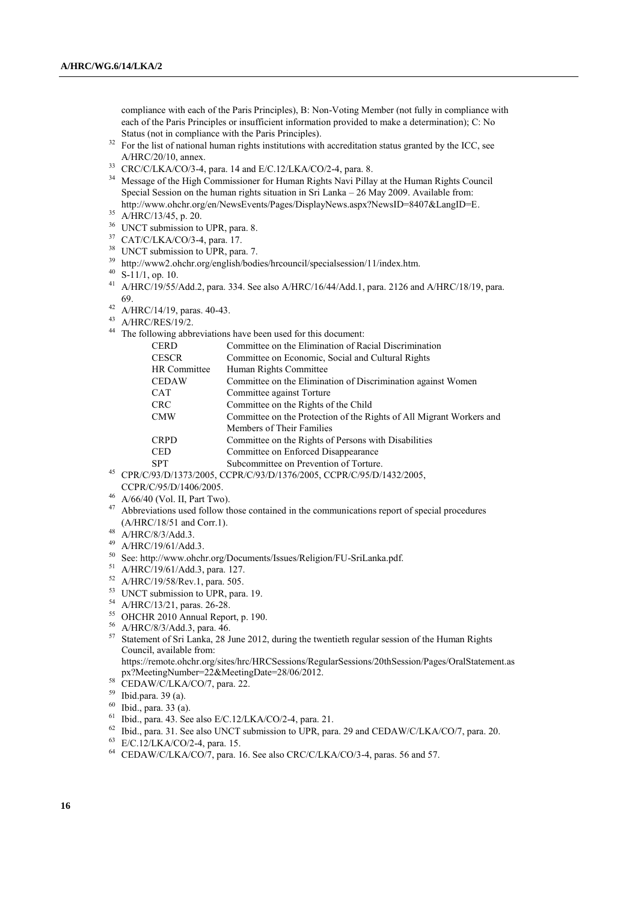compliance with each of the Paris Principles), B: Non-Voting Member (not fully in compliance with each of the Paris Principles or insufficient information provided to make a determination); C: No Status (not in compliance with the Paris Principles).

[32] For the list of national human rights institutions with accreditation status granted by the ICC, see A/HRC/20/10, annex.

[33] CRC/C/LKA/CO/3-4, para. 14 and E/C.12/LKA/CO/2-4, para. 8.

[34] Message of the High Commissioner for Human Rights Navi Pillay at the Human Rights Council Special Session on the human rights situation in Sri Lanka – 26 May 2009. Available from: http://www.ohchr.org/en/NewsEvents/Pages/DisplayNews.aspx?NewsID=8407&LangID=E.

[35] A/HRC/13/45, p. 20.

[36] UNCT submission to UPR, para. 8.

[37] CAT/C/LKA/CO/3-4, para. 17.

[38] UNCT submission to UPR, para. 7.

[39] http://www2.ohchr.org/english/bodies/hrcouncil/specialsession/11/index.htm.

[40] S-11/1, op. 10.

[41] A/HRC/19/55/Add.2, para. 334. See also A/HRC/16/44/Add.1, para. 2126 and A/HRC/18/19, para. 69.

[42] A/HRC/14/19, paras. 40-43.

[43] A/HRC/RES/19/2.

[44] The following abbreviations have been used for this document:

| | |
|---|---|
| CERD | Committee on the Elimination of Racial Discrimination |
| CESCR | Committee on Economic, Social and Cultural Rights |
| HR Committee | Human Rights Committee |
| CEDAW | Committee on the Elimination of Discrimination against Women |
| CAT | Committee against Torture |
| CRC | Committee on the Rights of the Child |
| CMW | Committee on the Protection of the Rights of All Migrant Workers and Members of Their Families |
| CRPD | Committee on the Rights of Persons with Disabilities |
| CED | Committee on Enforced Disappearance |
| SPT | Subcommittee on Prevention of Torture. |

[45] CPR/C/93/D/1373/2005, CCPR/C/93/D/1376/2005, CCPR/C/95/D/1432/2005, CCPR/C/95/D/1406/2005.

[46] A/66/40 (Vol. II, Part Two).

[47] Abbreviations used follow those contained in the communications report of special procedures (A/HRC/18/51 and Corr.1).

[48] A/HRC/8/3/Add.3.

[49] A/HRC/19/61/Add.3.

[50] See: http://www.ohchr.org/Documents/Issues/Religion/FU-SriLanka.pdf.

[51] A/HRC/19/61/Add.3, para. 127.

[52] A/HRC/19/58/Rev.1, para. 505.

[53] UNCT submission to UPR, para. 19.

[54] A/HRC/13/21, paras. 26-28.

[55] OHCHR 2010 Annual Report, p. 190.

[56] A/HRC/8/3/Add.3, para. 46.

[57] Statement of Sri Lanka, 28 June 2012, during the twentieth regular session of the Human Rights Council, available from: https://remote.ohchr.org/sites/hrc/HRCSessions/RegularSessions/20thSession/Pages/OralStatement.aspx?MeetingNumber=22&MeetingDate=28/06/2012.

[58] CEDAW/C/LKA/CO/7, para. 22.

[59] Ibid.para. 39 (a).

[60] Ibid., para. 33 (a).

[61] Ibid., para. 43. See also E/C.12/LKA/CO/2-4, para. 21.

[62] Ibid., para. 31. See also UNCT submission to UPR, para. 29 and CEDAW/C/LKA/CO/7, para. 20.

[63] E/C.12/LKA/CO/2-4, para. 15.

[64] CEDAW/C/LKA/CO/7, para. 16. See also CRC/C/LKA/CO/3-4, paras. 56 and 57.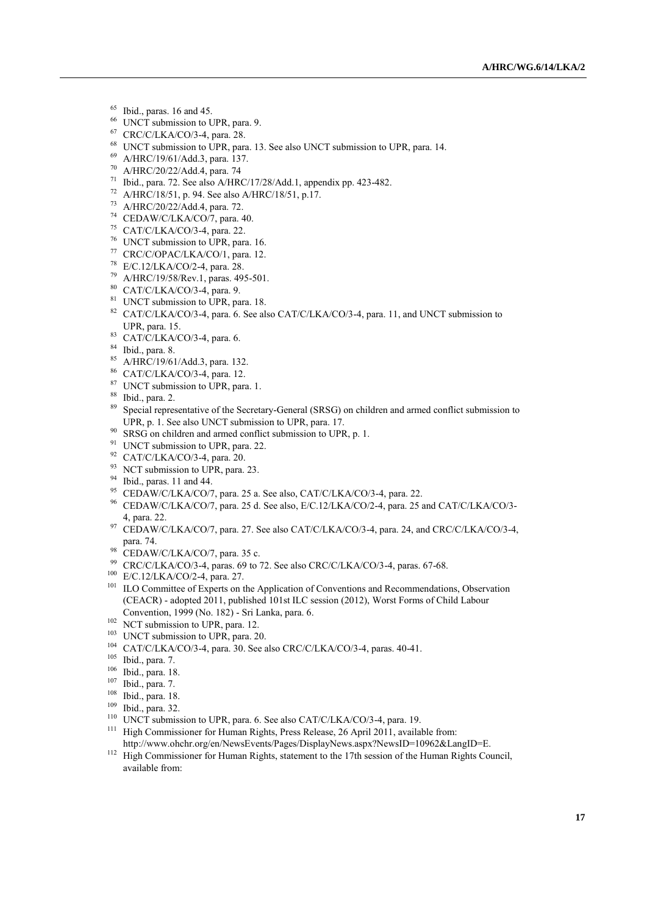[65] Ibid., paras. 16 and 45.

[66] UNCT submission to UPR, para. 9.

[67] CRC/C/LKA/CO/3-4, para. 28.

[68] UNCT submission to UPR, para. 13. See also UNCT submission to UPR, para. 14.

[69] A/HRC/19/61/Add.3, para. 137.

[70] A/HRC/20/22/Add.4, para. 74

[71] Ibid., para. 72. See also A/HRC/17/28/Add.1, appendix pp. 423-482.

[72] A/HRC/18/51, p. 94. See also A/HRC/18/51, p.17.

[73] A/HRC/20/22/Add.4, para. 72.

[74] CEDAW/C/LKA/CO/7, para. 40.

[75] CAT/C/LKA/CO/3-4, para. 22.

[76] UNCT submission to UPR, para. 16.

[77] CRC/C/OPAC/LKA/CO/1, para. 12.

[78] E/C.12/LKA/CO/2-4, para. 28.

[79] A/HRC/19/58/Rev.1, paras. 495-501.

[80] CAT/C/LKA/CO/3-4, para. 9.

[81] UNCT submission to UPR, para. 18.

[82] CAT/C/LKA/CO/3-4, para. 6. See also CAT/C/LKA/CO/3-4, para. 11, and UNCT submission to UPR, para. 15.

[83] CAT/C/LKA/CO/3-4, para. 6.

[84] Ibid., para. 8.

[85] A/HRC/19/61/Add.3, para. 132.

[86] CAT/C/LKA/CO/3-4, para. 12.

[87] UNCT submission to UPR, para. 1.

[88] Ibid., para. 2.

[89] Special representative of the Secretary-General (SRSG) on children and armed conflict submission to UPR, p. 1. See also UNCT submission to UPR, para. 17.

[90] SRSG on children and armed conflict submission to UPR, p. 1.

[91] UNCT submission to UPR, para. 22.

[92] CAT/C/LKA/CO/3-4, para. 20.

[93] NCT submission to UPR, para. 23.

[94] Ibid., paras. 11 and 44.

[95] CEDAW/C/LKA/CO/7, para. 25 a. See also, CAT/C/LKA/CO/3-4, para. 22.

[96] CEDAW/C/LKA/CO/7, para. 25 d. See also, E/C.12/LKA/CO/2-4, para. 25 and CAT/C/LKA/CO/3-4, para. 22.

[97] CEDAW/C/LKA/CO/7, para. 27. See also CAT/C/LKA/CO/3-4, para. 24, and CRC/C/LKA/CO/3-4, para. 74.

[98] CEDAW/C/LKA/CO/7, para. 35 c.

[99] CRC/C/LKA/CO/3-4, paras. 69 to 72. See also CRC/C/LKA/CO/3-4, paras. 67-68.

[100] E/C.12/LKA/CO/2-4, para. 27.

[101] ILO Committee of Experts on the Application of Conventions and Recommendations, Observation (CEACR) - adopted 2011, published 101st ILC session (2012), Worst Forms of Child Labour Convention, 1999 (No. 182) - Sri Lanka, para. 6.

[102] NCT submission to UPR, para. 12.

[103] UNCT submission to UPR, para. 20.

[104] CAT/C/LKA/CO/3-4, para. 30. See also CRC/C/LKA/CO/3-4, paras. 40-41.

[105] Ibid., para. 7.

[106] Ibid., para. 18.

[107] Ibid., para. 7.

[108] Ibid., para. 18.

[109] Ibid., para. 32.

[110] UNCT submission to UPR, para. 6. See also CAT/C/LKA/CO/3-4, para. 19.

[111] High Commissioner for Human Rights, Press Release, 26 April 2011, available from: http://www.ohchr.org/en/NewsEvents/Pages/DisplayNews.aspx?NewsID=10962&LangID=E.

[112] High Commissioner for Human Rights, statement to the 17th session of the Human Rights Council, available from: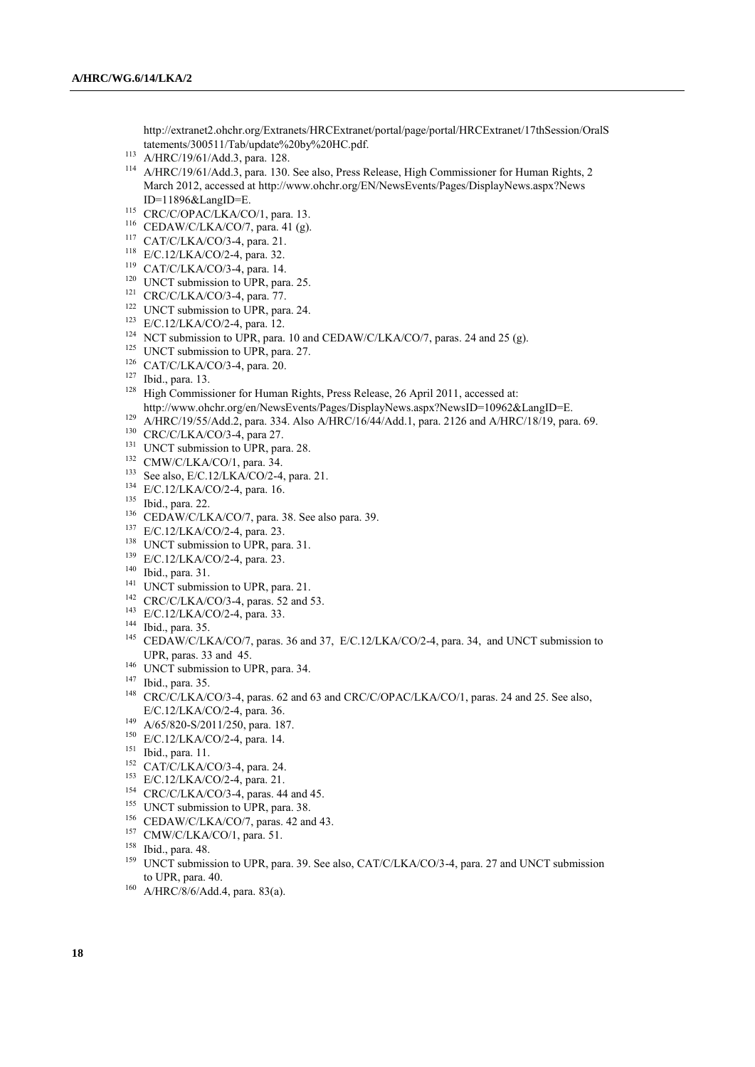http://extranet2.ohchr.org/Extranets/HRCExtranet/portal/page/portal/HRCExtranet/17thSession/OralStatements/300511/Tab/update%20by%20HC.pdf.

[113] A/HRC/19/61/Add.3, para. 128.

[114] A/HRC/19/61/Add.3, para. 130. See also, Press Release, High Commissioner for Human Rights, 2 March 2012, accessed at http://www.ohchr.org/EN/NewsEvents/Pages/DisplayNews.aspx?NewsID=11896&LangID=E.

[115] CRC/C/OPAC/LKA/CO/1, para. 13.

[116] CEDAW/C/LKA/CO/7, para. 41 (g).

[117] CAT/C/LKA/CO/3-4, para. 21.

[118] E/C.12/LKA/CO/2-4, para. 32.

[119] CAT/C/LKA/CO/3-4, para. 14.

[120] UNCT submission to UPR, para. 25.

[121] CRC/C/LKA/CO/3-4, para. 77.

[122] UNCT submission to UPR, para. 24.

[123] E/C.12/LKA/CO/2-4, para. 12.

[124] NCT submission to UPR, para. 10 and CEDAW/C/LKA/CO/7, paras. 24 and 25 (g).

[125] UNCT submission to UPR, para. 27.

[126] CAT/C/LKA/CO/3-4, para. 20.

[127] Ibid., para. 13.

[128] High Commissioner for Human Rights, Press Release, 26 April 2011, accessed at: http://www.ohchr.org/en/NewsEvents/Pages/DisplayNews.aspx?NewsID=10962&LangID=E.

[129] A/HRC/19/55/Add.2, para. 334. Also A/HRC/16/44/Add.1, para. 2126 and A/HRC/18/19, para. 69.

[130] CRC/C/LKA/CO/3-4, para 27.

[131] UNCT submission to UPR, para. 28.

[132] CMW/C/LKA/CO/1, para. 34.

[133] See also, E/C.12/LKA/CO/2-4, para. 21.

[134] E/C.12/LKA/CO/2-4, para. 16.

[135] Ibid., para. 22.

[136] CEDAW/C/LKA/CO/7, para. 38. See also para. 39.

[137] E/C.12/LKA/CO/2-4, para. 23.

[138] UNCT submission to UPR, para. 31.

[139] E/C.12/LKA/CO/2-4, para. 23.

[140] Ibid., para. 31.

[141] UNCT submission to UPR, para. 21.

[142] CRC/C/LKA/CO/3-4, paras. 52 and 53.

[143] E/C.12/LKA/CO/2-4, para. 33.

[144] Ibid., para. 35.

[145] CEDAW/C/LKA/CO/7, paras. 36 and 37, E/C.12/LKA/CO/2-4, para. 34, and UNCT submission to UPR, paras. 33 and 45.

[146] UNCT submission to UPR, para. 34.

[147] Ibid., para. 35.

[148] CRC/C/LKA/CO/3-4, paras. 62 and 63 and CRC/C/OPAC/LKA/CO/1, paras. 24 and 25. See also, E/C.12/LKA/CO/2-4, para. 36.

[149] A/65/820-S/2011/250, para. 187.

[150] E/C.12/LKA/CO/2-4, para. 14.

[151] Ibid., para. 11.

[152] CAT/C/LKA/CO/3-4, para. 24.

[153] E/C.12/LKA/CO/2-4, para. 21.

[154] CRC/C/LKA/CO/3-4, paras. 44 and 45.

[155] UNCT submission to UPR, para. 38.

[156] CEDAW/C/LKA/CO/7, paras. 42 and 43.

[157] CMW/C/LKA/CO/1, para. 51.

[158] Ibid., para. 48.

[159] UNCT submission to UPR, para. 39. See also, CAT/C/LKA/CO/3-4, para. 27 and UNCT submission to UPR, para. 40.

[160] A/HRC/8/6/Add.4, para. 83(a).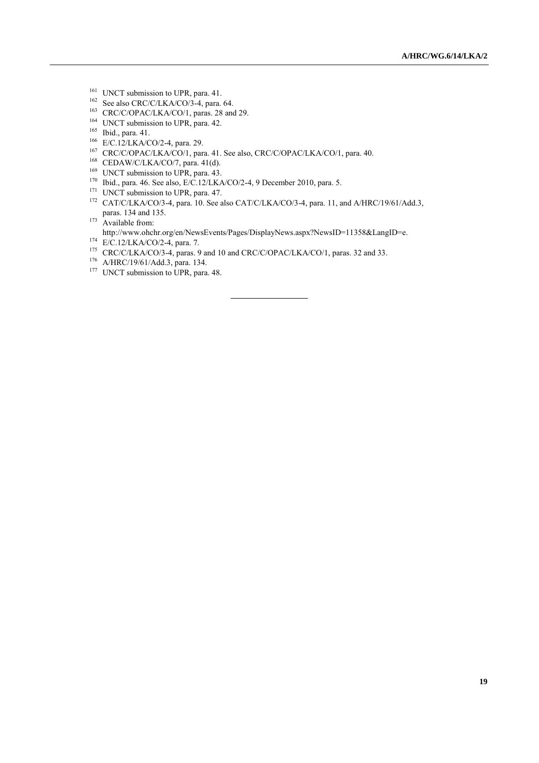[161] UNCT submission to UPR, para. 41.

[162] See also CRC/C/LKA/CO/3-4, para. 64.

[163] CRC/C/OPAC/LKA/CO/1, paras. 28 and 29.

[164] UNCT submission to UPR, para. 42.

[165] Ibid., para. 41.

[166] E/C.12/LKA/CO/2-4, para. 29.

[167] CRC/C/OPAC/LKA/CO/1, para. 41. See also, CRC/C/OPAC/LKA/CO/1, para. 40.

[168] CEDAW/C/LKA/CO/7, para. 41(d).

[169] UNCT submission to UPR, para. 43.

[170] Ibid., para. 46. See also, E/C.12/LKA/CO/2-4, 9 December 2010, para. 5.

[171] UNCT submission to UPR, para. 47.

[172] CAT/C/LKA/CO/3-4, para. 10. See also CAT/C/LKA/CO/3-4, para. 11, and A/HRC/19/61/Add.3, paras. 134 and 135.

[173] Available from: http://www.ohchr.org/en/NewsEvents/Pages/DisplayNews.aspx?NewsID=11358&LangID=e.

[174] E/C.12/LKA/CO/2-4, para. 7.

[175] CRC/C/LKA/CO/3-4, paras. 9 and 10 and CRC/C/OPAC/LKA/CO/1, paras. 32 and 33.

[176] A/HRC/19/61/Add.3, para. 134.

[177] UNCT submission to UPR, para. 48.